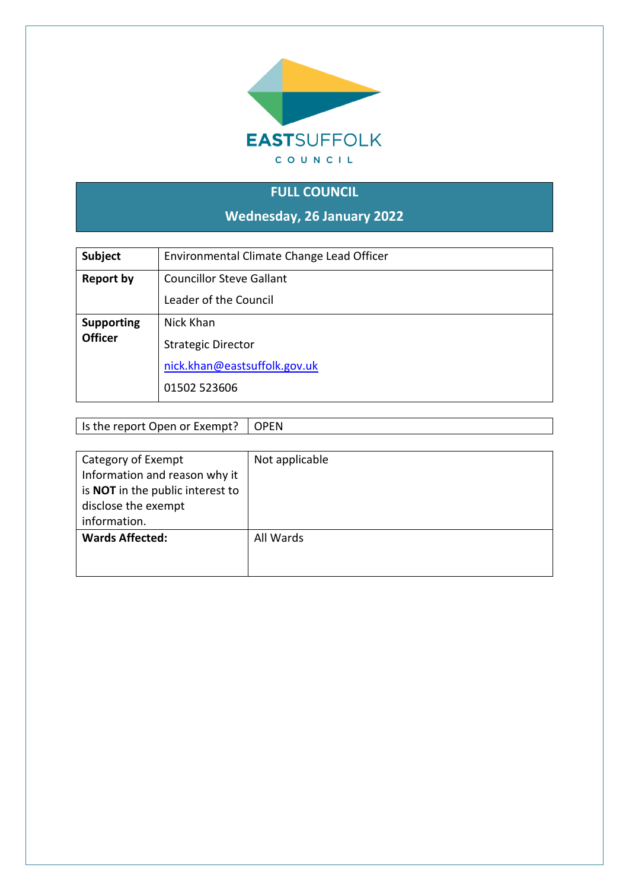EASTSUFFOLK
COUNCIL

# FULL COUNCIL

## Wednesday, 26 January 2022

| | |
|---|---|
| **Subject** | Environmental Climate Change Lead Officer |
| **Report by** | Councillor Steve Gallant<br>Leader of the Council |
| **Supporting Officer** | Nick Khan<br>Strategic Director<br>nick.khan@eastsuffolk.gov.uk<br>01502 523606 |

| | |
|---|---|
| Is the report Open or Exempt? | OPEN |

| | |
|---|---|
| Category of Exempt Information and reason why it is **NOT** in the public interest to disclose the exempt information. | Not applicable |
| **Wards Affected:** | All Wards |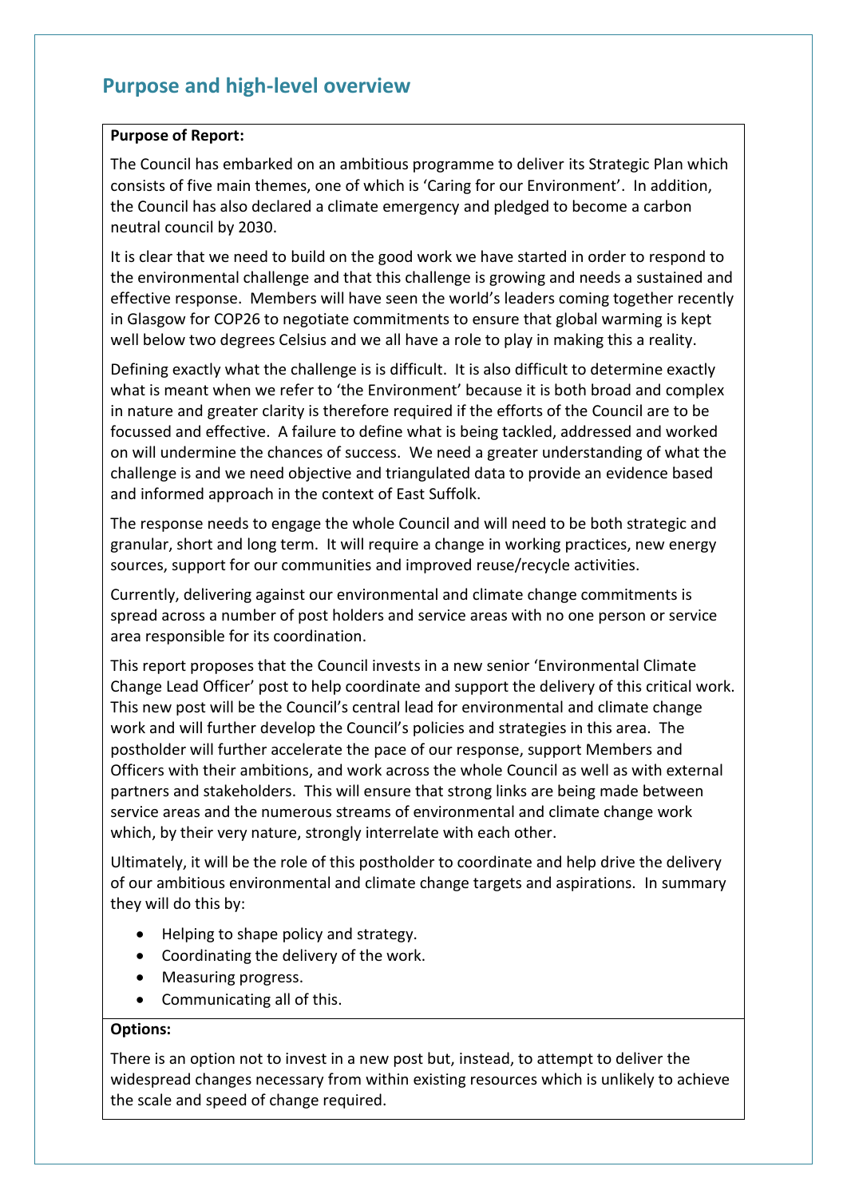## Purpose and high-level overview

**Purpose of Report:**

The Council has embarked on an ambitious programme to deliver its Strategic Plan which consists of five main themes, one of which is 'Caring for our Environment'. In addition, the Council has also declared a climate emergency and pledged to become a carbon neutral council by 2030.

It is clear that we need to build on the good work we have started in order to respond to the environmental challenge and that this challenge is growing and needs a sustained and effective response. Members will have seen the world's leaders coming together recently in Glasgow for COP26 to negotiate commitments to ensure that global warming is kept well below two degrees Celsius and we all have a role to play in making this a reality.

Defining exactly what the challenge is is difficult. It is also difficult to determine exactly what is meant when we refer to 'the Environment' because it is both broad and complex in nature and greater clarity is therefore required if the efforts of the Council are to be focussed and effective. A failure to define what is being tackled, addressed and worked on will undermine the chances of success. We need a greater understanding of what the challenge is and we need objective and triangulated data to provide an evidence based and informed approach in the context of East Suffolk.

The response needs to engage the whole Council and will need to be both strategic and granular, short and long term. It will require a change in working practices, new energy sources, support for our communities and improved reuse/recycle activities.

Currently, delivering against our environmental and climate change commitments is spread across a number of post holders and service areas with no one person or service area responsible for its coordination.

This report proposes that the Council invests in a new senior 'Environmental Climate Change Lead Officer' post to help coordinate and support the delivery of this critical work. This new post will be the Council's central lead for environmental and climate change work and will further develop the Council's policies and strategies in this area. The postholder will further accelerate the pace of our response, support Members and Officers with their ambitions, and work across the whole Council as well as with external partners and stakeholders. This will ensure that strong links are being made between service areas and the numerous streams of environmental and climate change work which, by their very nature, strongly interrelate with each other.

Ultimately, it will be the role of this postholder to coordinate and help drive the delivery of our ambitious environmental and climate change targets and aspirations. In summary they will do this by:

- Helping to shape policy and strategy.
- Coordinating the delivery of the work.
- Measuring progress.
- Communicating all of this.

**Options:**

There is an option not to invest in a new post but, instead, to attempt to deliver the widespread changes necessary from within existing resources which is unlikely to achieve the scale and speed of change required.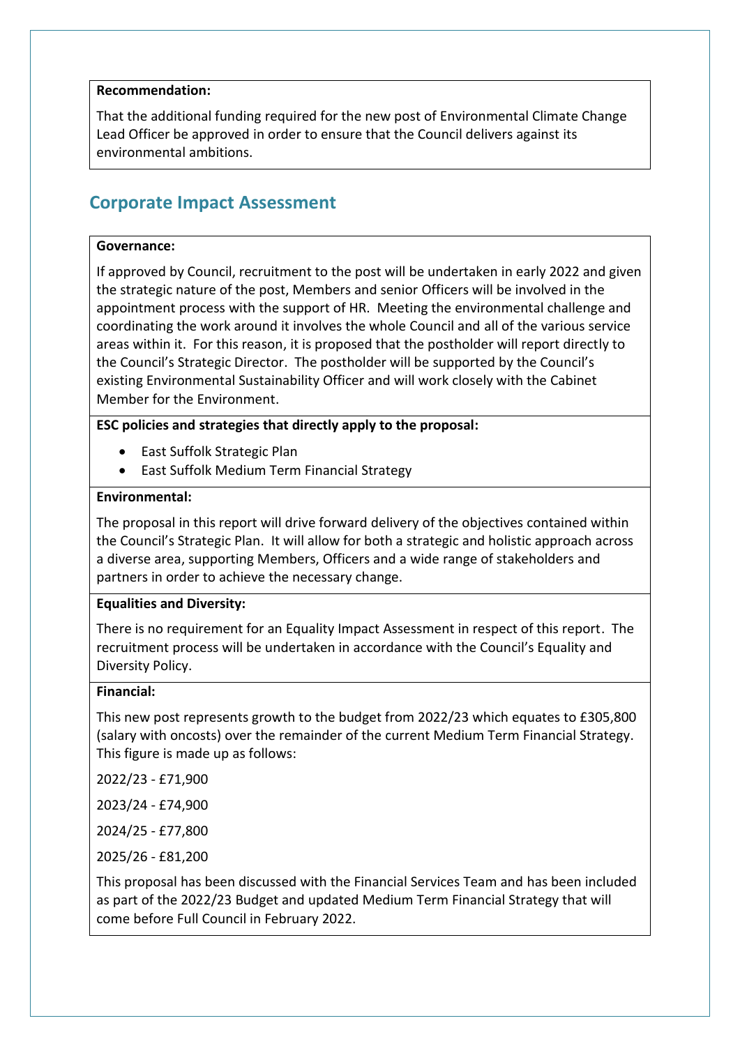**Recommendation:**

That the additional funding required for the new post of Environmental Climate Change Lead Officer be approved in order to ensure that the Council delivers against its environmental ambitions.

## Corporate Impact Assessment

**Governance:**

If approved by Council, recruitment to the post will be undertaken in early 2022 and given the strategic nature of the post, Members and senior Officers will be involved in the appointment process with the support of HR. Meeting the environmental challenge and coordinating the work around it involves the whole Council and all of the various service areas within it. For this reason, it is proposed that the postholder will report directly to the Council's Strategic Director. The postholder will be supported by the Council's existing Environmental Sustainability Officer and will work closely with the Cabinet Member for the Environment.

**ESC policies and strategies that directly apply to the proposal:**

- East Suffolk Strategic Plan
- East Suffolk Medium Term Financial Strategy

**Environmental:**

The proposal in this report will drive forward delivery of the objectives contained within the Council's Strategic Plan. It will allow for both a strategic and holistic approach across a diverse area, supporting Members, Officers and a wide range of stakeholders and partners in order to achieve the necessary change.

**Equalities and Diversity:**

There is no requirement for an Equality Impact Assessment in respect of this report. The recruitment process will be undertaken in accordance with the Council's Equality and Diversity Policy.

**Financial:**

This new post represents growth to the budget from 2022/23 which equates to £305,800 (salary with oncosts) over the remainder of the current Medium Term Financial Strategy. This figure is made up as follows:

2022/23 - £71,900

2023/24 - £74,900

2024/25 - £77,800

2025/26 - £81,200

This proposal has been discussed with the Financial Services Team and has been included as part of the 2022/23 Budget and updated Medium Term Financial Strategy that will come before Full Council in February 2022.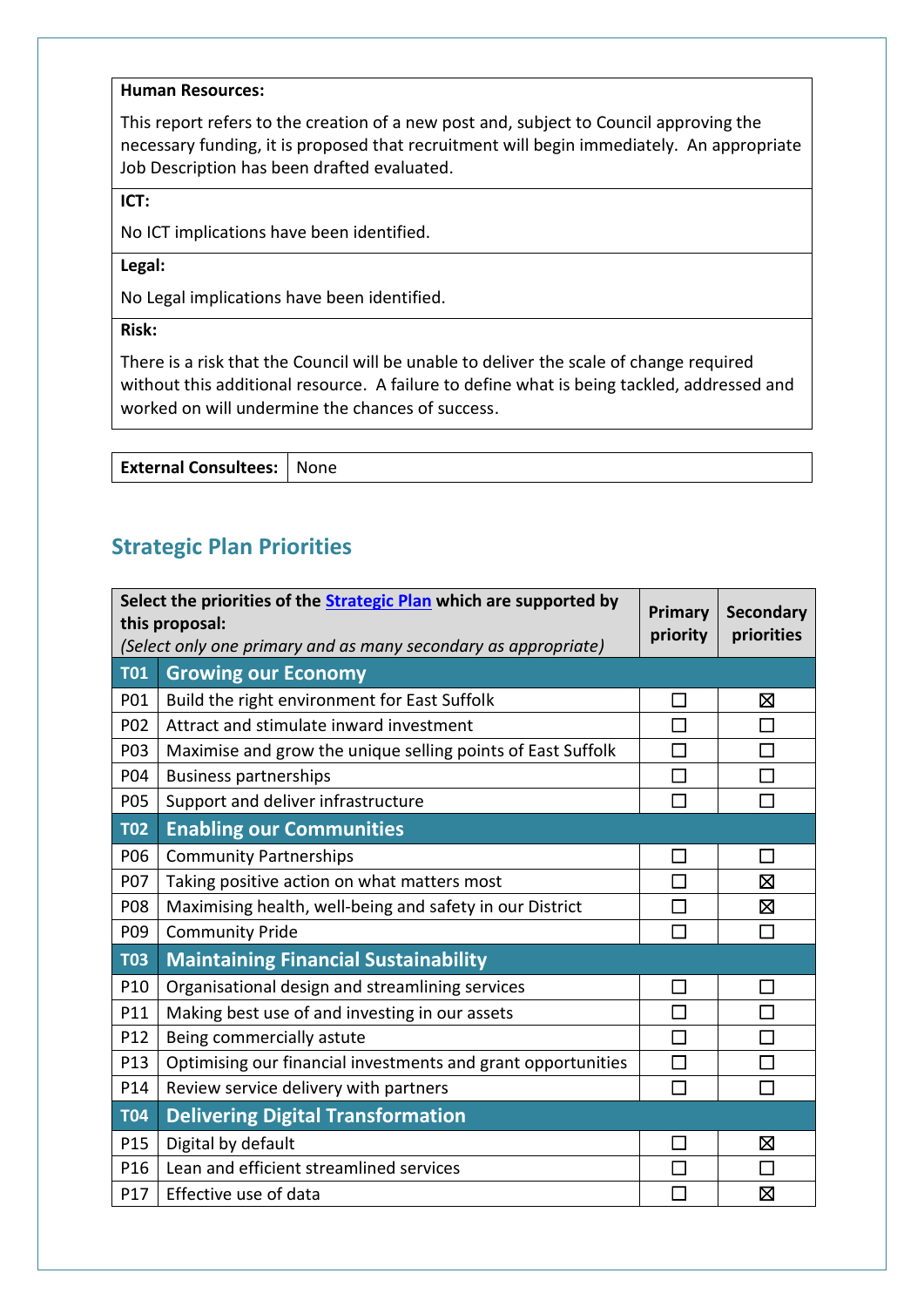| **Human Resources:** |
|---|
| This report refers to the creation of a new post and, subject to Council approving the necessary funding, it is proposed that recruitment will begin immediately. An appropriate Job Description has been drafted evaluated. |
| **ICT:** |
| No ICT implications have been identified. |
| **Legal:** |
| No Legal implications have been identified. |
| **Risk:** |
| There is a risk that the Council will be unable to deliver the scale of change required without this additional resource. A failure to define what is being tackled, addressed and worked on will undermine the chances of success. |

| **External Consultees:** | None |
|---|---|

## Strategic Plan Priorities

| **Select the priorities of the Strategic Plan which are supported by this proposal:** *(Select only one primary and as many secondary as appropriate)* | | **Primary priority** | **Secondary priorities** |
|---|---|---|---|
| **T01** | **Growing our Economy** | | |
| P01 | Build the right environment for East Suffolk | ☐ | ☒ |
| P02 | Attract and stimulate inward investment | ☐ | ☐ |
| P03 | Maximise and grow the unique selling points of East Suffolk | ☐ | ☐ |
| P04 | Business partnerships | ☐ | ☐ |
| P05 | Support and deliver infrastructure | ☐ | ☐ |
| **T02** | **Enabling our Communities** | | |
| P06 | Community Partnerships | ☐ | ☐ |
| P07 | Taking positive action on what matters most | ☐ | ☒ |
| P08 | Maximising health, well-being and safety in our District | ☐ | ☒ |
| P09 | Community Pride | ☐ | ☐ |
| **T03** | **Maintaining Financial Sustainability** | | |
| P10 | Organisational design and streamlining services | ☐ | ☐ |
| P11 | Making best use of and investing in our assets | ☐ | ☐ |
| P12 | Being commercially astute | ☐ | ☐ |
| P13 | Optimising our financial investments and grant opportunities | ☐ | ☐ |
| P14 | Review service delivery with partners | ☐ | ☐ |
| **T04** | **Delivering Digital Transformation** | | |
| P15 | Digital by default | ☐ | ☒ |
| P16 | Lean and efficient streamlined services | ☐ | ☐ |
| P17 | Effective use of data | ☐ | ☒ |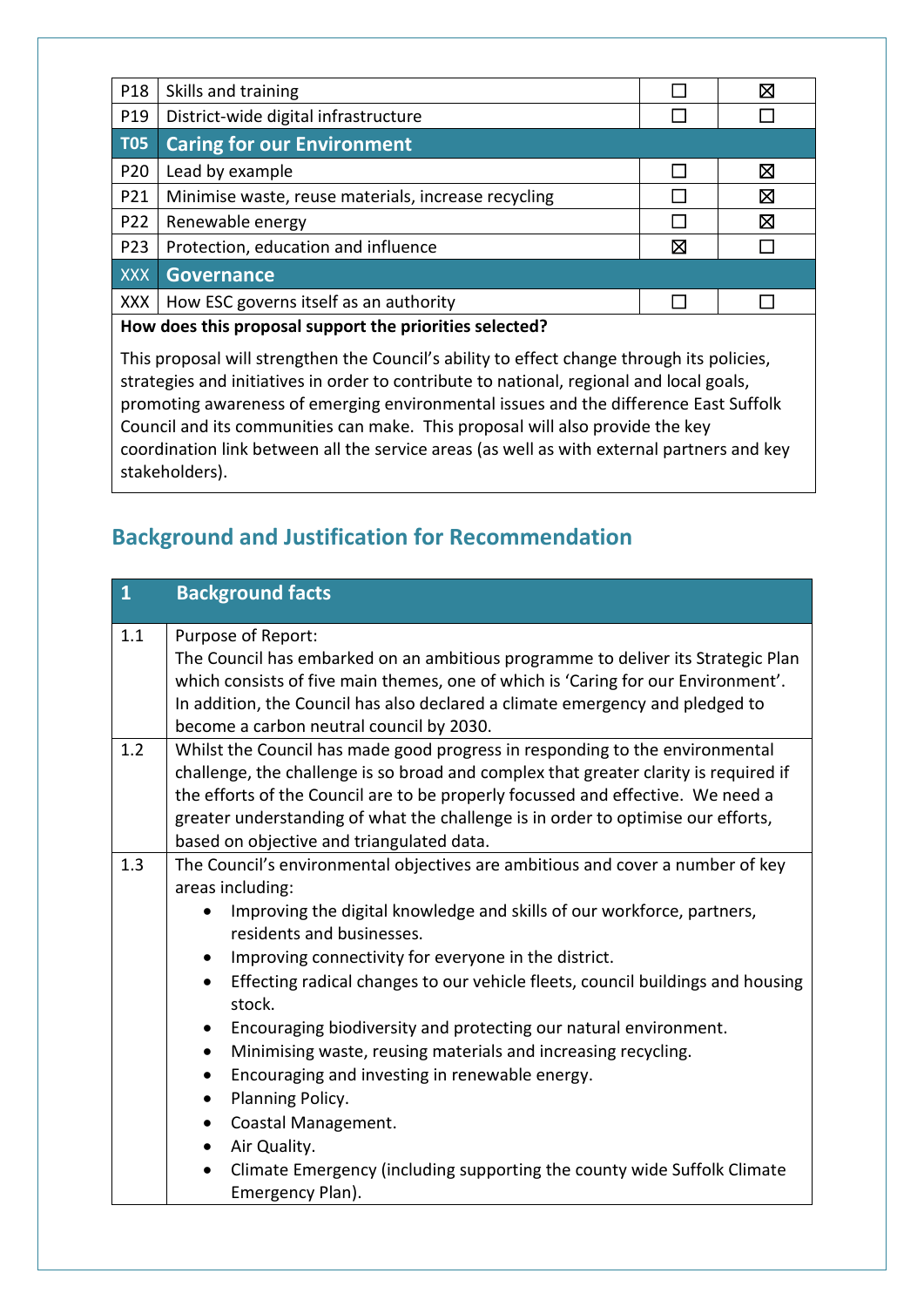| | | | |
|---|---|---|---|
| P18 | Skills and training | ☐ | ☒ |
| P19 | District-wide digital infrastructure | ☐ | ☐ |
| **T05** | **Caring for our Environment** | | |
| P20 | Lead by example | ☐ | ☒ |
| P21 | Minimise waste, reuse materials, increase recycling | ☐ | ☒ |
| P22 | Renewable energy | ☐ | ☒ |
| P23 | Protection, education and influence | ☒ | ☐ |
| XXX | **Governance** | | |
| XXX | How ESC governs itself as an authority | ☐ | ☐ |

**How does this proposal support the priorities selected?**

This proposal will strengthen the Council's ability to effect change through its policies, strategies and initiatives in order to contribute to national, regional and local goals, promoting awareness of emerging environmental issues and the difference East Suffolk Council and its communities can make. This proposal will also provide the key coordination link between all the service areas (as well as with external partners and key stakeholders).

## Background and Justification for Recommendation

| 1 | Background facts |
|---|---|
| 1.1 | Purpose of Report:<br>The Council has embarked on an ambitious programme to deliver its Strategic Plan which consists of five main themes, one of which is 'Caring for our Environment'. In addition, the Council has also declared a climate emergency and pledged to become a carbon neutral council by 2030. |
| 1.2 | Whilst the Council has made good progress in responding to the environmental challenge, the challenge is so broad and complex that greater clarity is required if the efforts of the Council are to be properly focussed and effective. We need a greater understanding of what the challenge is in order to optimise our efforts, based on objective and triangulated data. |
| 1.3 | The Council's environmental objectives are ambitious and cover a number of key areas including:<br>• Improving the digital knowledge and skills of our workforce, partners, residents and businesses.<br>• Improving connectivity for everyone in the district.<br>• Effecting radical changes to our vehicle fleets, council buildings and housing stock.<br>• Encouraging biodiversity and protecting our natural environment.<br>• Minimising waste, reusing materials and increasing recycling.<br>• Encouraging and investing in renewable energy.<br>• Planning Policy.<br>• Coastal Management.<br>• Air Quality.<br>• Climate Emergency (including supporting the county wide Suffolk Climate Emergency Plan). |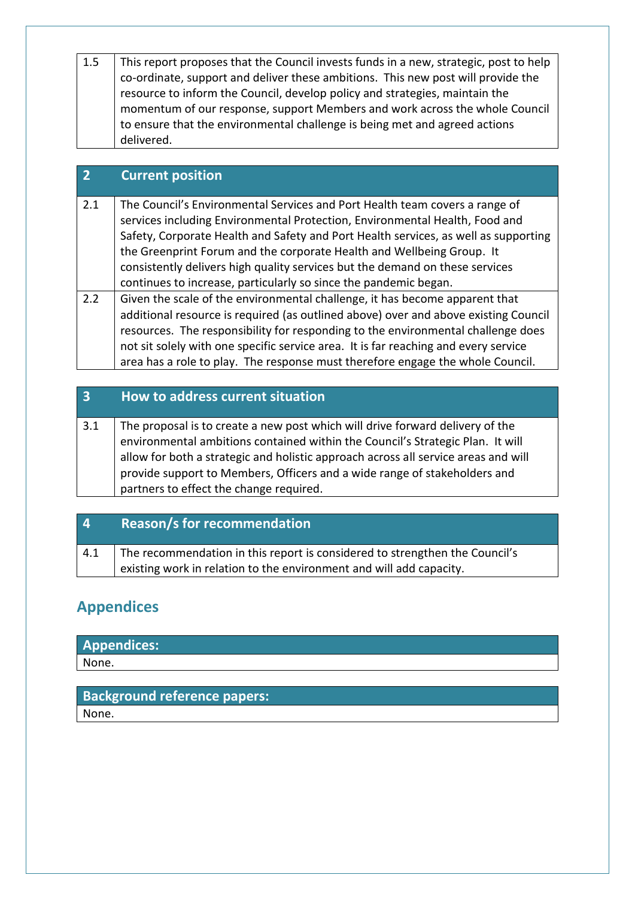| | |
|---|---|
| 1.5 | This report proposes that the Council invests funds in a new, strategic, post to help co-ordinate, support and deliver these ambitions. This new post will provide the resource to inform the Council, develop policy and strategies, maintain the momentum of our response, support Members and work across the whole Council to ensure that the environmental challenge is being met and agreed actions delivered. |

| 2 | Current position |
|---|---|
| 2.1 | The Council's Environmental Services and Port Health team covers a range of services including Environmental Protection, Environmental Health, Food and Safety, Corporate Health and Safety and Port Health services, as well as supporting the Greenprint Forum and the corporate Health and Wellbeing Group. It consistently delivers high quality services but the demand on these services continues to increase, particularly so since the pandemic began. |
| 2.2 | Given the scale of the environmental challenge, it has become apparent that additional resource is required (as outlined above) over and above existing Council resources. The responsibility for responding to the environmental challenge does not sit solely with one specific service area. It is far reaching and every service area has a role to play. The response must therefore engage the whole Council. |

| 3 | How to address current situation |
|---|---|
| 3.1 | The proposal is to create a new post which will drive forward delivery of the environmental ambitions contained within the Council's Strategic Plan. It will allow for both a strategic and holistic approach across all service areas and will provide support to Members, Officers and a wide range of stakeholders and partners to effect the change required. |

| 4 | Reason/s for recommendation |
|---|---|
| 4.1 | The recommendation in this report is considered to strengthen the Council's existing work in relation to the environment and will add capacity. |

## Appendices

| Appendices: |
|---|
| None. |

| Background reference papers: |
|---|
| None. |